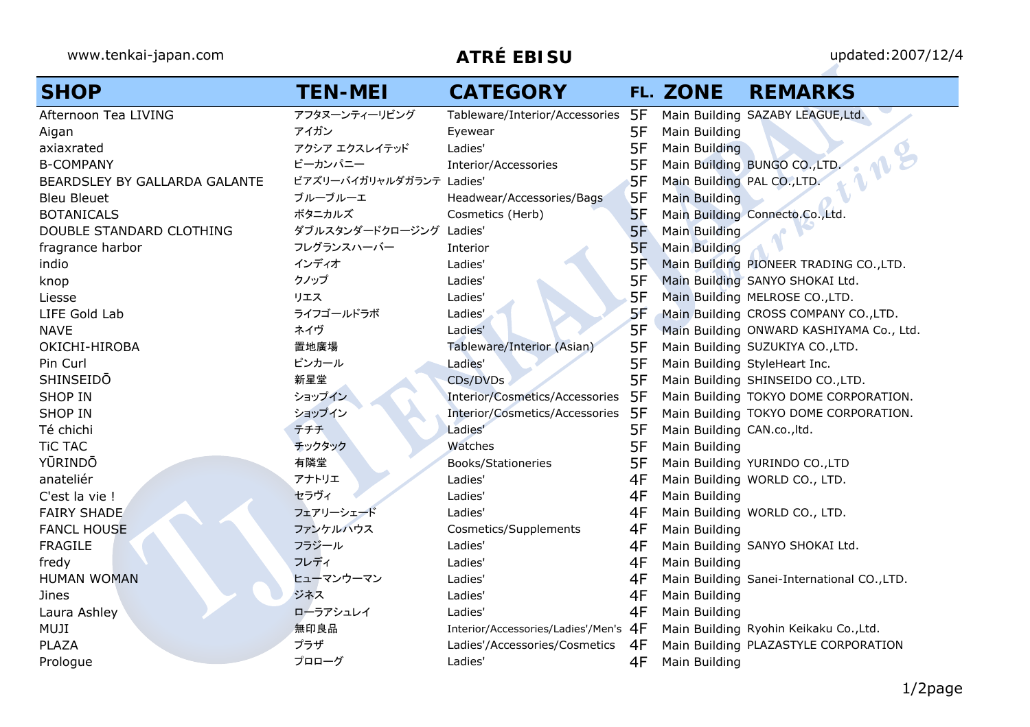www.tenkai-japan.com

# ATRÉ EBISU

updated:2007/12/4

| SHOP | TEN-MEI | CATEGORY | FL. | ZONE | REMARKS |
|---|---|---|---|---|---|
| Afternoon Tea LIVING | アフタヌーンティーリビング | Tableware/Interior/Accessories | 5F | Main Building | SAZABY LEAGUE,Ltd. |
| Aigan | アイガン | Eyewear | 5F | Main Building | |
| axiaxrated | アクシア エクスレイテッド | Ladies' | 5F | Main Building | |
| B-COMPANY | ビーカンパニー | Interior/Accessories | 5F | Main Building | BUNGO CO.,LTD. |
| BEARDSLEY BY GALLARDA GALANTE | ビアズリーバイガリャルダガランテ | Ladies' | 5F | Main Building | PAL CO.,LTD. |
| Bleu Bleuet | ブルーブルーエ | Headwear/Accessories/Bags | 5F | Main Building | |
| BOTANICALS | ボタニカルズ | Cosmetics (Herb) | 5F | Main Building | Connecto.Co.,Ltd. |
| DOUBLE STANDARD CLOTHING | ダブルスタンダードクロージング | Ladies' | 5F | Main Building | |
| fragrance harbor | フレグランスハーバー | Interior | 5F | Main Building | |
| indio | インディオ | Ladies' | 5F | Main Building | PIONEER TRADING CO.,LTD. |
| knop | クノップ | Ladies' | 5F | Main Building | SANYO SHOKAI Ltd. |
| Liesse | リエス | Ladies' | 5F | Main Building | MELROSE CO.,LTD. |
| LIFE Gold Lab | ライフゴールドラボ | Ladies' | 5F | Main Building | CROSS COMPANY CO.,LTD. |
| NAVE | ネイヴ | Ladies' | 5F | Main Building | ONWARD KASHIYAMA Co., Ltd. |
| OKICHI-HIROBA | 置地廣場 | Tableware/Interior (Asian) | 5F | Main Building | SUZUKIYA CO.,LTD. |
| Pin Curl | ピンカール | Ladies' | 5F | Main Building | StyleHeart Inc. |
| SHINSEIDŌ | 新星堂 | CDs/DVDs | 5F | Main Building | SHINSEIDO CO.,LTD. |
| SHOP IN | ショップイン | Interior/Cosmetics/Accessories | 5F | Main Building | TOKYO DOME CORPORATION. |
| SHOP IN | ショップイン | Interior/Cosmetics/Accessories | 5F | Main Building | TOKYO DOME CORPORATION. |
| Té chichi | テチチ | Ladies' | 5F | Main Building | CAN.co.,ltd. |
| TiC TAC | チックタック | Watches | 5F | Main Building | |
| YŪRINDŌ | 有隣堂 | Books/Stationeries | 5F | Main Building | YURINDO CO.,LTD |
| anateliér | アナトリエ | Ladies' | 4F | Main Building | WORLD CO., LTD. |
| C'est la vie ! | セラヴィ | Ladies' | 4F | Main Building | |
| FAIRY SHADE | フェアリーシェード | Ladies' | 4F | Main Building | WORLD CO., LTD. |
| FANCL HOUSE | ファンケルハウス | Cosmetics/Supplements | 4F | Main Building | |
| FRAGILE | フラジール | Ladies' | 4F | Main Building | SANYO SHOKAI Ltd. |
| fredy | フレディ | Ladies' | 4F | Main Building | |
| HUMAN WOMAN | ヒューマンウーマン | Ladies' | 4F | Main Building | Sanei-International CO.,LTD. |
| Jines | ジネス | Ladies' | 4F | Main Building | |
| Laura Ashley | ローラアシュレイ | Ladies' | 4F | Main Building | |
| MUJI | 無印良品 | Interior/Accessories/Ladies'/Men's | 4F | Main Building | Ryohin Keikaku Co.,Ltd. |
| PLAZA | プラザ | Ladies'/Accessories/Cosmetics | 4F | Main Building | PLAZASTYLE CORPORATION |
| Prologue | プロローグ | Ladies' | 4F | Main Building | |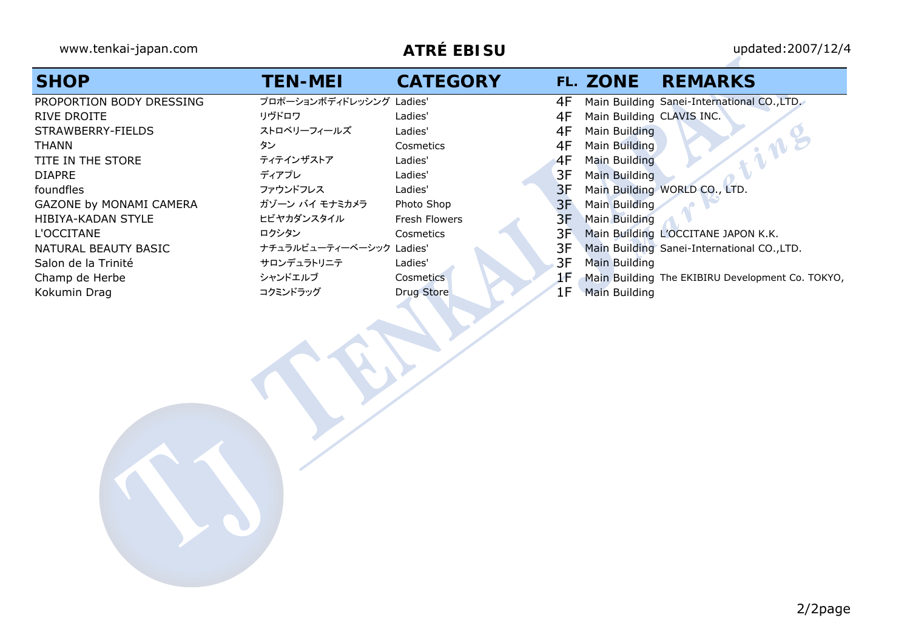www.tenkai-japan.com

# ATRÉ EBISU

updated:2007/12/4

| SHOP | TEN-MEI | CATEGORY | FL. | ZONE | REMARKS |
|---|---|---|---|---|---|
| PROPORTION BODY DRESSING | プロポーションボディドレッシング | Ladies' | 4F | Main Building | Sanei-International CO.,LTD. |
| RIVE DROITE | リヴドロワ | Ladies' | 4F | Main Building | CLAVIS INC. |
| STRAWBERRY-FIELDS | ストロベリーフィールズ | Ladies' | 4F | Main Building | |
| THANN | タン | Cosmetics | 4F | Main Building | |
| TITE IN THE STORE | ティテインザストア | Ladies' | 4F | Main Building | |
| DIAPRE | ディアプレ | Ladies' | 3F | Main Building | |
| foundfles | ファウンドフレス | Ladies' | 3F | Main Building | WORLD CO., LTD. |
| GAZONE by MONAMI CAMERA | ガゾーン バイ モナミカメラ | Photo Shop | 3F | Main Building | |
| HIBIYA-KADAN STYLE | ヒビヤカダンスタイル | Fresh Flowers | 3F | Main Building | |
| L'OCCITANE | ロクシタン | Cosmetics | 3F | Main Building | L'OCCITANE JAPON K.K. |
| NATURAL BEAUTY BASIC | ナチュラルビューティーベーシック | Ladies' | 3F | Main Building | Sanei-International CO.,LTD. |
| Salon de la Trinité | サロンデュラトリニテ | Ladies' | 3F | Main Building | |
| Champ de Herbe | シャンドエルブ | Cosmetics | 1F | Main Building | The EKIBIRU Development Co. TOKYO, |
| Kokumin Drag | コクミンドラッグ | Drug Store | 1F | Main Building | |